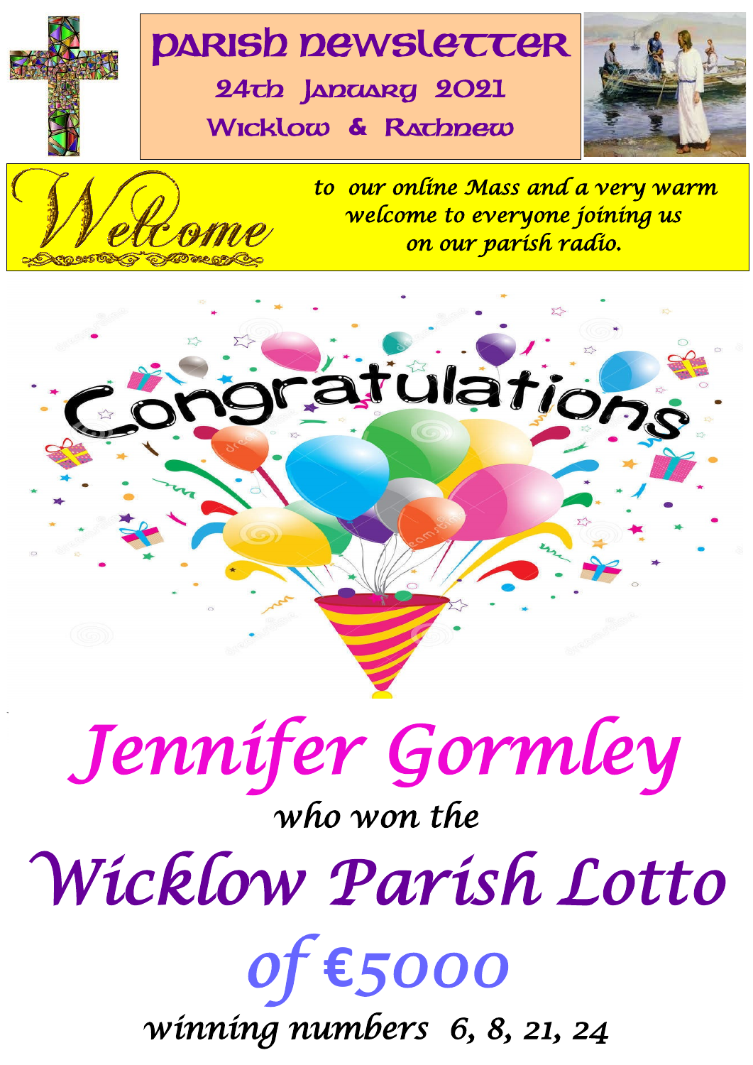# Parish Newsletter

## 24th January 2021

## Wicklow & Rathnew

Welcome

*to our online Mass and a very warm welcome to everyone joining us on our parish radio.*

Congratulations

# *Jennifer Gormley*

*who won the*

# *Wicklow Parish Lotto*

## *of €5000*

*winning numbers 6, 8, 21, 24*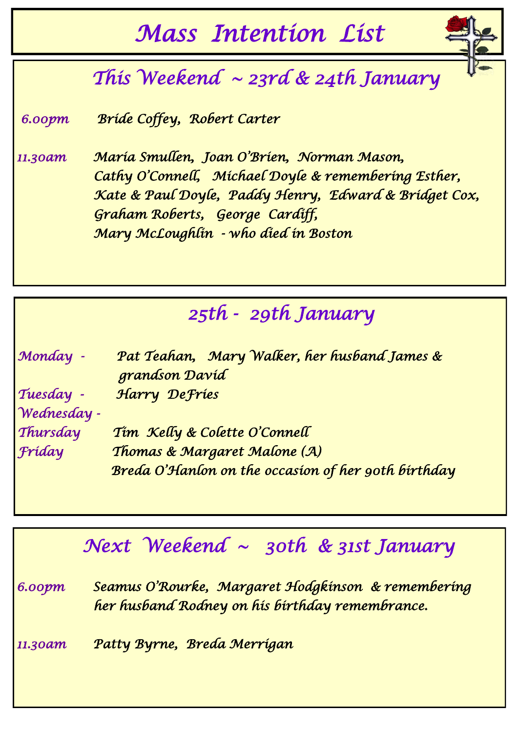# Mass Intention List

## This Weekend ~ 23rd & 24th January

**6.00pm** Bride Coffey, Robert Carter

**11.30am** Maria Smullen, Joan O'Brien, Norman Mason, Cathy O'Connell, Michael Doyle & remembering Esther, Kate & Paul Doyle, Paddy Henry, Edward & Bridget Cox, Graham Roberts, George Cardiff, Mary McLoughlin - who died in Boston

## 25th - 29th January

**Monday** - Pat Teahan, Mary Walker, her husband James & grandson David

**Tuesday** - Harry DeFries

**Wednesday** -

**Thursday** Tim Kelly & Colette O'Connell

**Friday** Thomas & Margaret Malone (A)
Breda O'Hanlon on the occasion of her 90th birthday

## Next Weekend ~ 30th & 31st January

**6.00pm** Seamus O'Rourke, Margaret Hodgkinson & remembering her husband Rodney on his birthday remembrance.

**11.30am** Patty Byrne, Breda Merrigan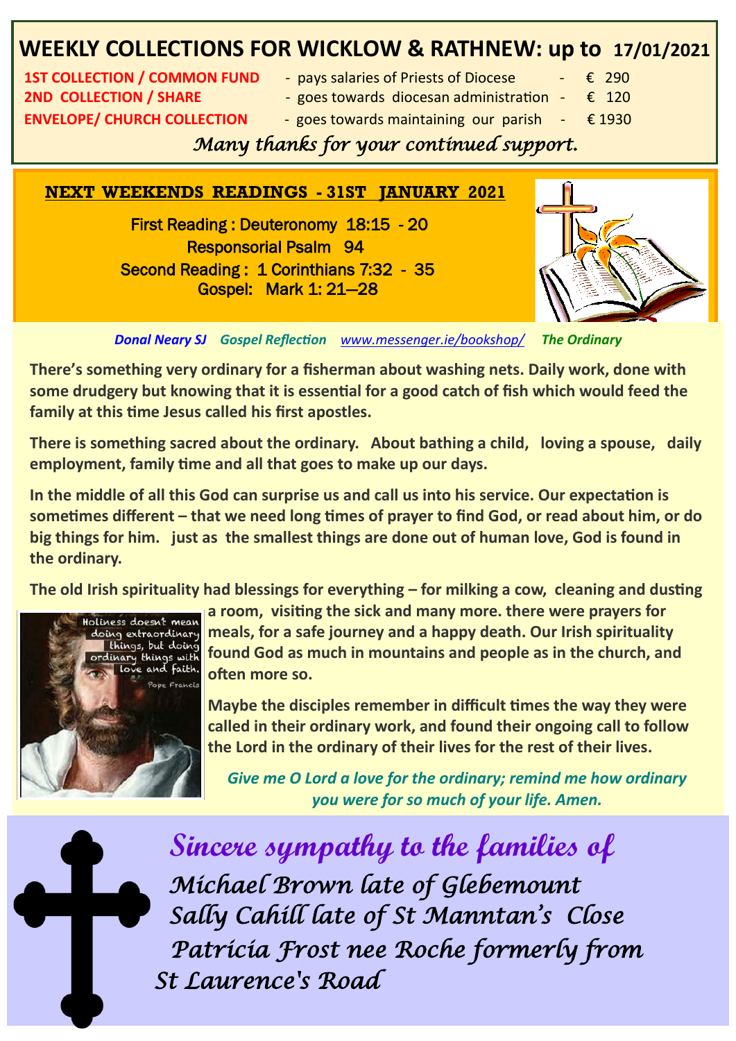# WEEKLY COLLECTIONS FOR WICKLOW & RATHNEW: up to 17/01/2021

| | | |
|---|---|---|
| **1ST COLLECTION / COMMON FUND** | - pays salaries of Priests of Diocese - | € 290 |
| **2ND COLLECTION / SHARE** | - goes towards diocesan administration - | € 120 |
| **ENVELOPE/ CHURCH COLLECTION** | - goes towards maintaining our parish - | € 1930 |

*Many thanks for your continued support.*

## NEXT WEEKENDS READINGS - 31ST JANUARY 2021

First Reading : Deuteronomy 18:15 - 20

Responsorial Psalm 94

Second Reading : 1 Corinthians 7:32 - 35

Gospel: Mark 1: 21—28

***Donal Neary SJ*** ***Gospel Reflection*** *www.messenger.ie/bookshop/* ***The Ordinary***

**There's something very ordinary for a fisherman about washing nets. Daily work, done with some drudgery but knowing that it is essential for a good catch of fish which would feed the family at this time Jesus called his first apostles.**

**There is something sacred about the ordinary. About bathing a child, loving a spouse, daily employment, family time and all that goes to make up our days.**

**In the middle of all this God can surprise us and call us into his service. Our expectation is sometimes different – that we need long times of prayer to find God, or read about him, or do big things for him. just as the smallest things are done out of human love, God is found in the ordinary.**

**The old Irish spirituality had blessings for everything – for milking a cow, cleaning and dusting a room, visiting the sick and many more. there were prayers for meals, for a safe journey and a happy death. Our Irish spirituality found God as much in mountains and people as in the church, and often more so.**

Holiness doesn't mean doing extraordinary things, but doing ordinary things with love and faith. Pope Francis

**Maybe the disciples remember in difficult times the way they were called in their ordinary work, and found their ongoing call to follow the Lord in the ordinary of their lives for the rest of their lives.**

***Give me O Lord a love for the ordinary; remind me how ordinary you were for so much of your life. Amen.***

## *Sincere sympathy to the families of*

*Michael Brown late of Glebemount*
*Sally Cahill late of St Manntan's Close*
*Patricia Frost nee Roche formerly from St Laurence's Road*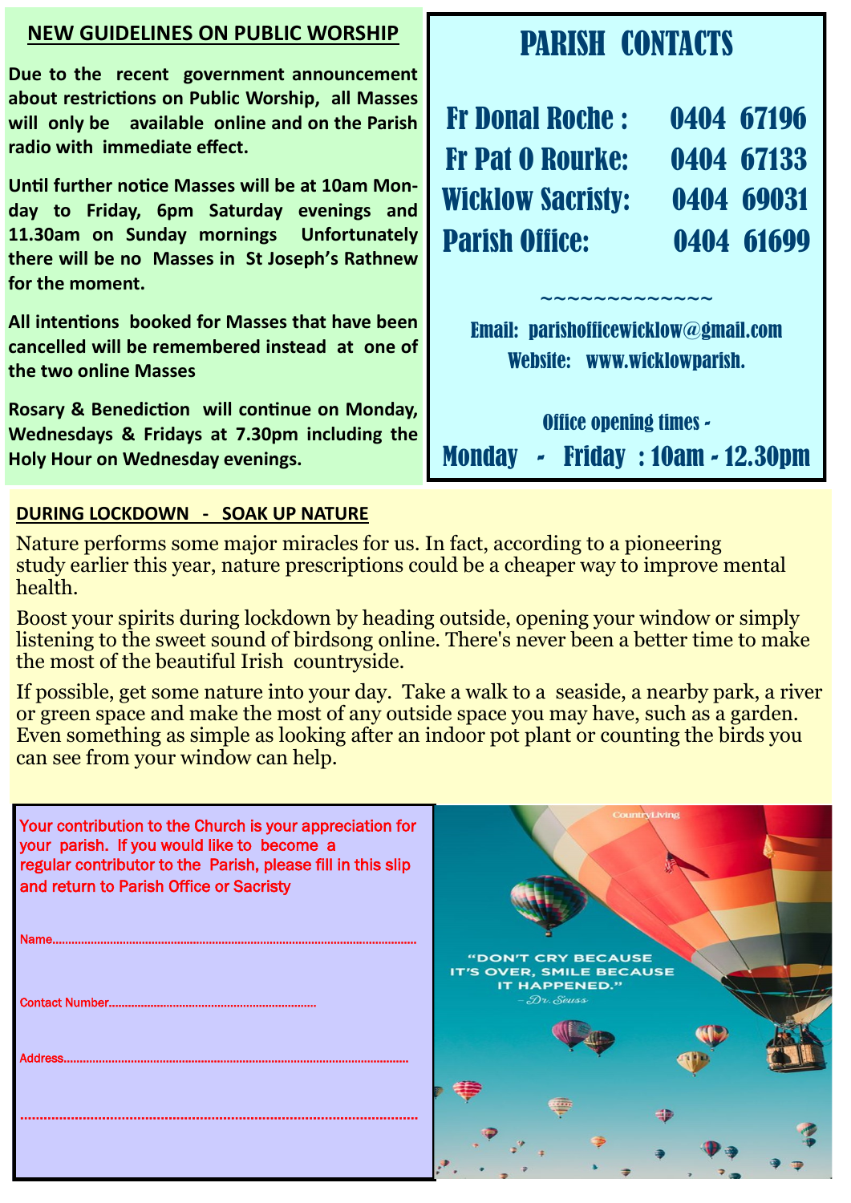## NEW GUIDELINES ON PUBLIC WORSHIP

**Due to the recent government announcement about restrictions on Public Worship, all Masses will only be available online and on the Parish radio with immediate effect.**

**Until further notice Masses will be at 10am Monday to Friday, 6pm Saturday evenings and 11.30am on Sunday mornings Unfortunately there will be no Masses in St Joseph's Rathnew for the moment.**

**All intentions booked for Masses that have been cancelled will be remembered instead at one of the two online Masses**

**Rosary & Benediction will continue on Monday, Wednesdays & Fridays at 7.30pm including the Holy Hour on Wednesday evenings.**

## PARISH CONTACTS

| | |
|---|---|
| Fr Donal Roche : | 0404 67196 |
| Fr Pat O Rourke: | 0404 67133 |
| Wicklow Sacristy: | 0404 69031 |
| Parish Office: | 0404 61699 |

~~~~~~~~~~~~~

Email: parishofficewicklow@gmail.com

Website: www.wicklowparish.

Office opening times -

Monday - Friday : 10am - 12.30pm

## DURING LOCKDOWN - SOAK UP NATURE

Nature performs some major miracles for us. In fact, according to a pioneering study earlier this year, nature prescriptions could be a cheaper way to improve mental health.

Boost your spirits during lockdown by heading outside, opening your window or simply listening to the sweet sound of birdsong online. There's never been a better time to make the most of the beautiful Irish countryside.

If possible, get some nature into your day. Take a walk to a seaside, a nearby park, a river or green space and make the most of any outside space you may have, such as a garden. Even something as simple as looking after an indoor pot plant or counting the birds you can see from your window can help.

Your contribution to the Church is your appreciation for your parish. If you would like to become a regular contributor to the Parish, please fill in this slip and return to Parish Office or Sacristy

Name.......................................................................................................

Contact Number..............................................................

Address........................................................................................................

.......................................................................................................................

CountryLiving

"DON'T CRY BECAUSE IT'S OVER, SMILE BECAUSE IT HAPPENED."
– Dr. Seuss